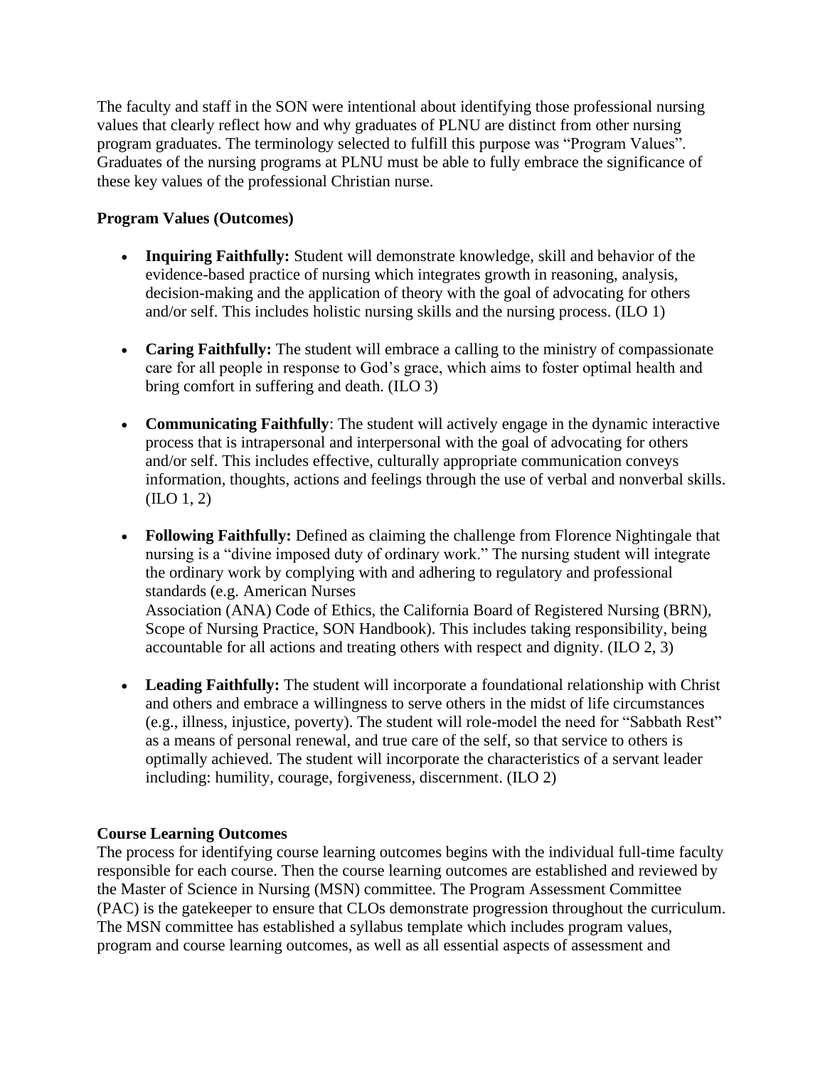The faculty and staff in the SON were intentional about identifying those professional nursing values that clearly reflect how and why graduates of PLNU are distinct from other nursing program graduates. The terminology selected to fulfill this purpose was "Program Values". Graduates of the nursing programs at PLNU must be able to fully embrace the significance of these key values of the professional Christian nurse.

**Program Values (Outcomes)**

- **Inquiring Faithfully:** Student will demonstrate knowledge, skill and behavior of the evidence-based practice of nursing which integrates growth in reasoning, analysis, decision-making and the application of theory with the goal of advocating for others and/or self. This includes holistic nursing skills and the nursing process. (ILO 1)

- **Caring Faithfully:** The student will embrace a calling to the ministry of compassionate care for all people in response to God's grace, which aims to foster optimal health and bring comfort in suffering and death. (ILO 3)

- **Communicating Faithfully**: The student will actively engage in the dynamic interactive process that is intrapersonal and interpersonal with the goal of advocating for others and/or self. This includes effective, culturally appropriate communication conveys information, thoughts, actions and feelings through the use of verbal and nonverbal skills. (ILO 1, 2)

- **Following Faithfully:** Defined as claiming the challenge from Florence Nightingale that nursing is a "divine imposed duty of ordinary work." The nursing student will integrate the ordinary work by complying with and adhering to regulatory and professional standards (e.g. American Nurses Association (ANA) Code of Ethics, the California Board of Registered Nursing (BRN), Scope of Nursing Practice, SON Handbook). This includes taking responsibility, being accountable for all actions and treating others with respect and dignity. (ILO 2, 3)

- **Leading Faithfully:** The student will incorporate a foundational relationship with Christ and others and embrace a willingness to serve others in the midst of life circumstances (e.g., illness, injustice, poverty). The student will role-model the need for "Sabbath Rest" as a means of personal renewal, and true care of the self, so that service to others is optimally achieved. The student will incorporate the characteristics of a servant leader including: humility, courage, forgiveness, discernment. (ILO 2)

**Course Learning Outcomes**

The process for identifying course learning outcomes begins with the individual full-time faculty responsible for each course. Then the course learning outcomes are established and reviewed by the Master of Science in Nursing (MSN) committee. The Program Assessment Committee (PAC) is the gatekeeper to ensure that CLOs demonstrate progression throughout the curriculum. The MSN committee has established a syllabus template which includes program values, program and course learning outcomes, as well as all essential aspects of assessment and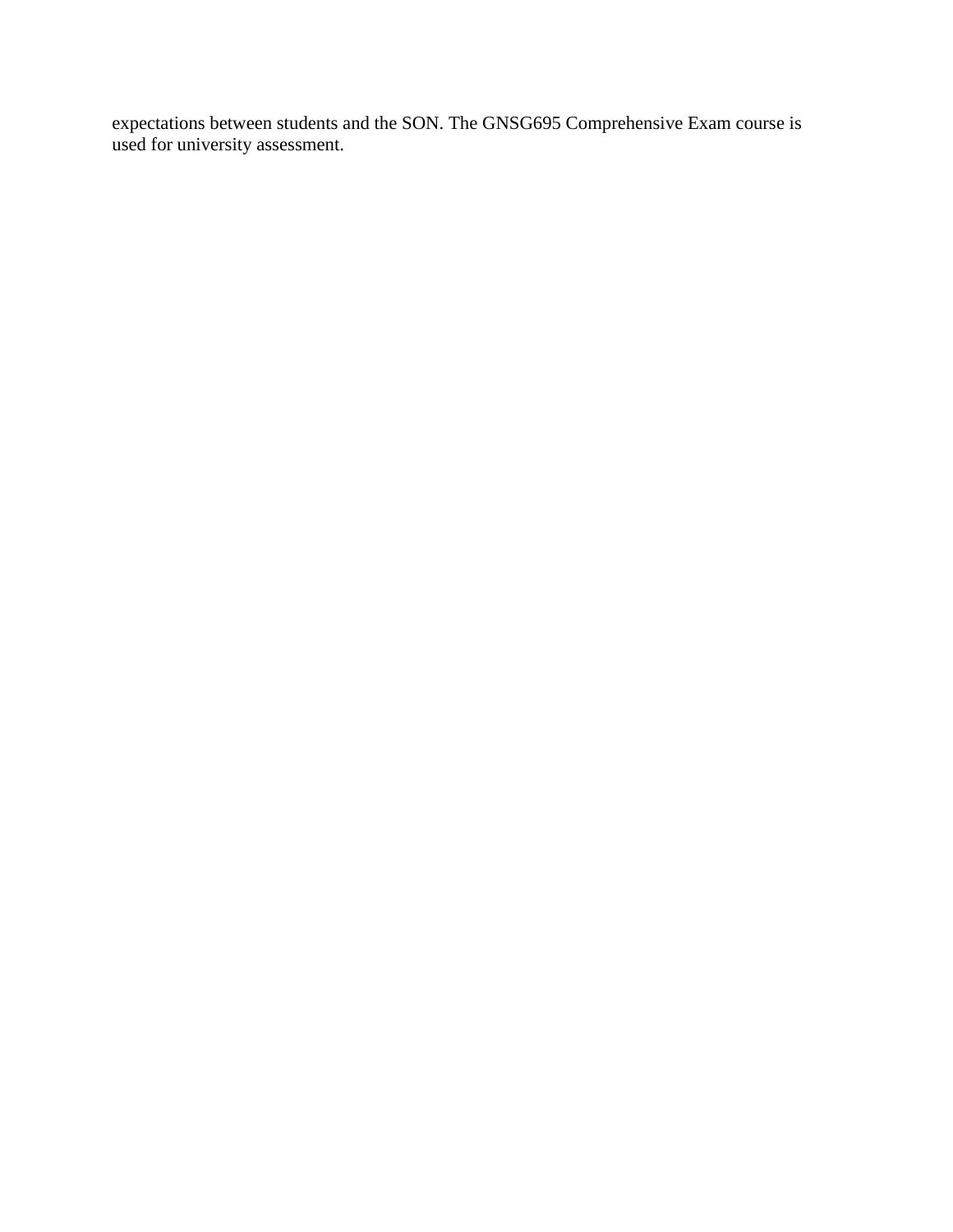expectations between students and the SON. The GNSG695 Comprehensive Exam course is used for university assessment.